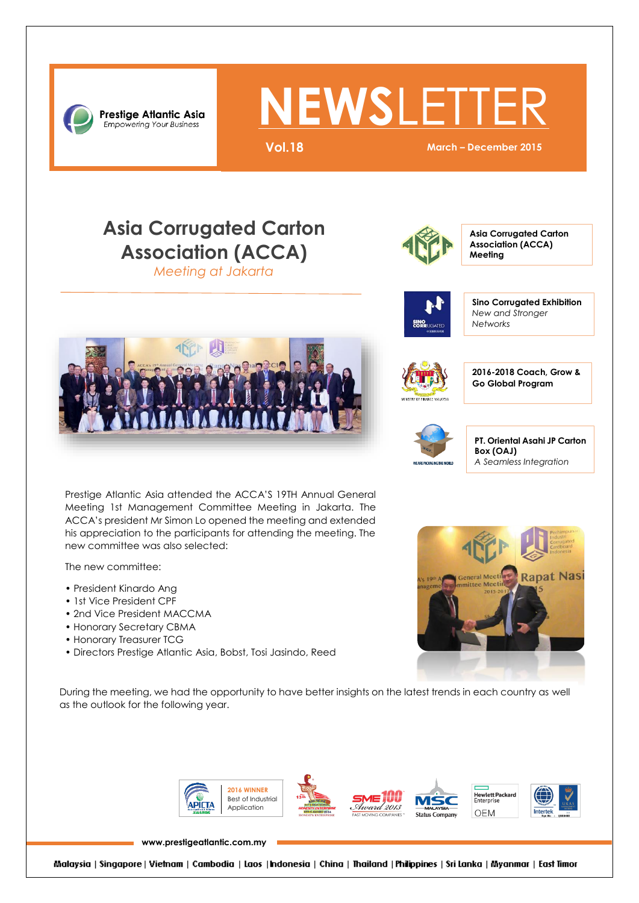Prestige Atlantic Asia
*Empowering Your Business*

# NEWSLETTER

**Vol.18** **March – December 2015**

## Asia Corrugated Carton Association (ACCA)

*Meeting at Jakarta*

**Asia Corrugated Carton Association (ACCA) Meeting**

**Sino Corrugated Exhibition**
*New and Stronger Networks*

**2016-2018 Coach, Grow & Go Global Program**

**PT. Oriental Asahi JP Carton Box (OAJ)**
*A Seamless Integration*

Prestige Atlantic Asia attended the ACCA'S 19TH Annual General Meeting 1st Management Committee Meeting in Jakarta. The ACCA's president Mr Simon Lo opened the meeting and extended his appreciation to the participants for attending the meeting. The new committee was also selected:

The new committee:

- President Kinardo Ang
- 1st Vice President CPF
- 2nd Vice President MACCMA
- Honorary Secretary CBMA
- Honorary Treasurer TCG
- Directors Prestige Atlantic Asia, Bobst, Tosi Jasindo, Reed

During the meeting, we had the opportunity to have better insights on the latest trends in each country as well as the outlook for the following year.

2016 WINNER
Best of Industrial Application

www.prestigeatlantic.com.my

Malaysia | Singapore | Vietnam | Cambodia | Laos | Indonesia | China | Thailand | Philippines | Sri Lanka | Myanmar | East Timor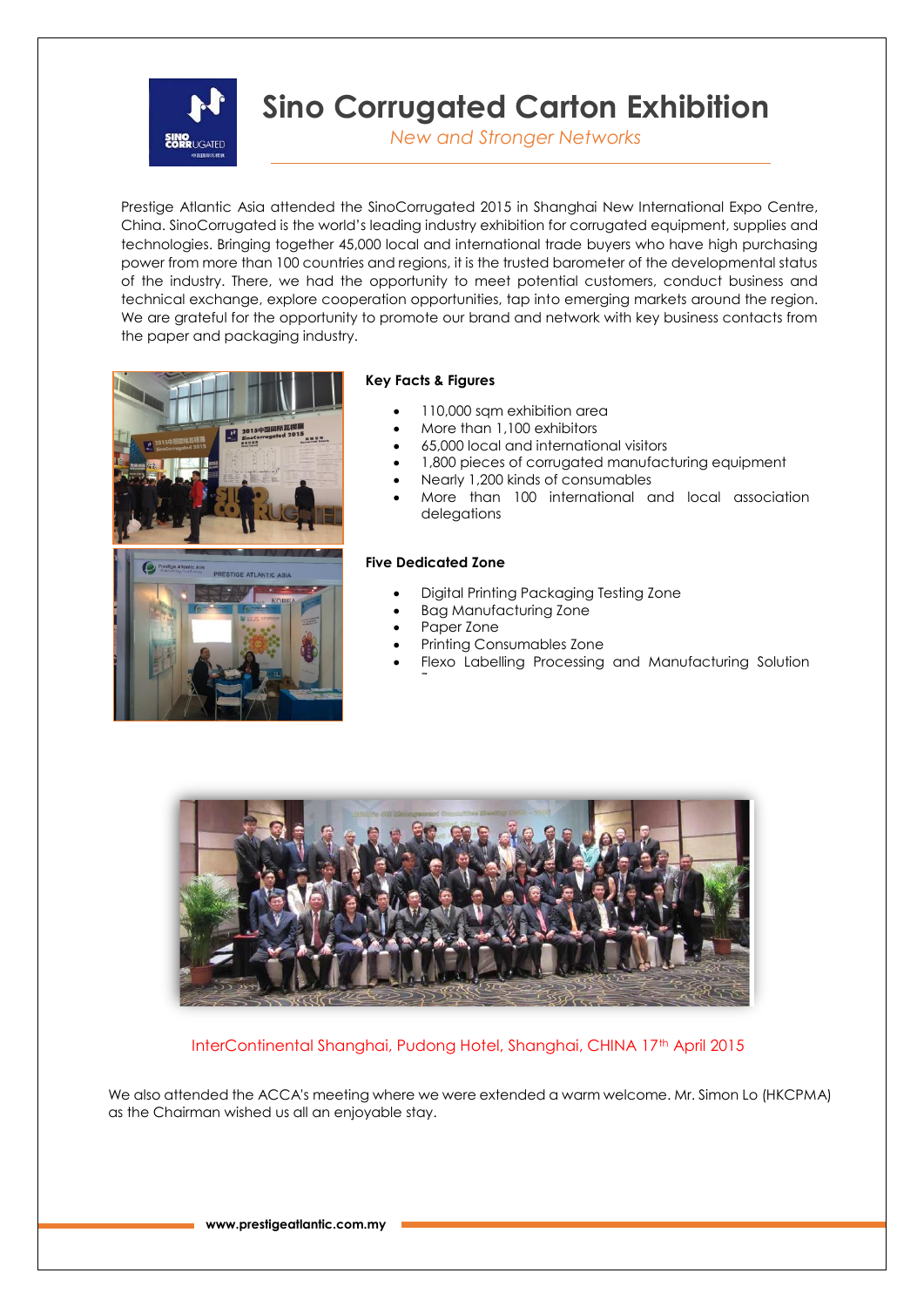# Sino Corrugated Carton Exhibition

*New and Stronger Networks*

Prestige Atlantic Asia attended the SinoCorrugated 2015 in Shanghai New International Expo Centre, China. SinoCorrugated is the world's leading industry exhibition for corrugated equipment, supplies and technologies. Bringing together 45,000 local and international trade buyers who have high purchasing power from more than 100 countries and regions, it is the trusted barometer of the developmental status of the industry. There, we had the opportunity to meet potential customers, conduct business and technical exchange, explore cooperation opportunities, tap into emerging markets around the region. We are grateful for the opportunity to promote our brand and network with key business contacts from the paper and packaging industry.

**Key Facts & Figures**

- 110,000 sqm exhibition area
- More than 1,100 exhibitors
- 65,000 local and international visitors
- 1,800 pieces of corrugated manufacturing equipment
- Nearly 1,200 kinds of consumables
- More than 100 international and local association delegations

**Five Dedicated Zone**

- Digital Printing Packaging Testing Zone
- Bag Manufacturing Zone
- Paper Zone
- Printing Consumables Zone
- Flexo Labelling Processing and Manufacturing Solution

InterContinental Shanghai, Pudong Hotel, Shanghai, CHINA 17th April 2015

We also attended the ACCA's meeting where we were extended a warm welcome. Mr. Simon Lo (HKCPMA) as the Chairman wished us all an enjoyable stay.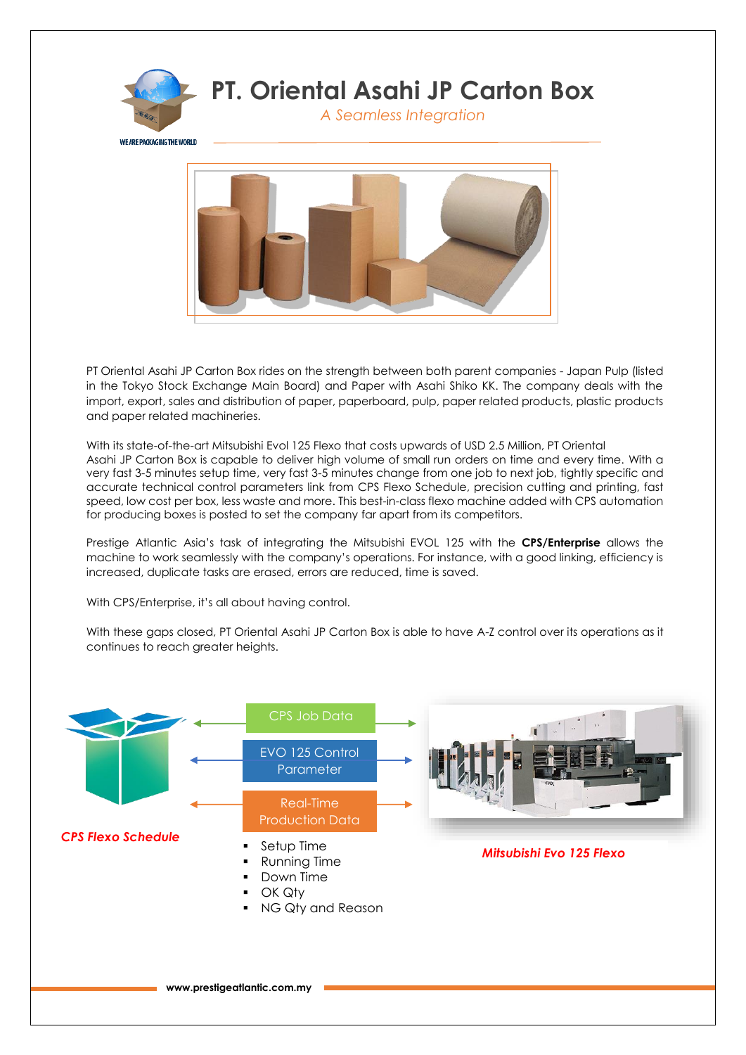# PT. Oriental Asahi JP Carton Box

*A Seamless Integration*

WE ARE PACKAGING THE WORLD

PT Oriental Asahi JP Carton Box rides on the strength between both parent companies - Japan Pulp (listed in the Tokyo Stock Exchange Main Board) and Paper with Asahi Shiko KK. The company deals with the import, export, sales and distribution of paper, paperboard, pulp, paper related products, plastic products and paper related machineries.

With its state-of-the-art Mitsubishi Evol 125 Flexo that costs upwards of USD 2.5 Million, PT Oriental Asahi JP Carton Box is capable to deliver high volume of small run orders on time and every time. With a very fast 3-5 minutes setup time, very fast 3-5 minutes change from one job to next job, tightly specific and accurate technical control parameters link from CPS Flexo Schedule, precision cutting and printing, fast speed, low cost per box, less waste and more. This best-in-class flexo machine added with CPS automation for producing boxes is posted to set the company far apart from its competitors.

Prestige Atlantic Asia's task of integrating the Mitsubishi EVOL 125 with the **CPS/Enterprise** allows the machine to work seamlessly with the company's operations. For instance, with a good linking, efficiency is increased, duplicate tasks are erased, errors are reduced, time is saved.

With CPS/Enterprise, it's all about having control.

With these gaps closed, PT Oriental Asahi JP Carton Box is able to have A-Z control over its operations as it continues to reach greater heights.

CPS Job Data

EVO 125 Control Parameter

Real-Time Production Data

- Setup Time
- Running Time
- Down Time
- OK Qty
- NG Qty and Reason

*CPS Flexo Schedule*

*Mitsubishi Evo 125 Flexo*

www.prestigeatlantic.com.my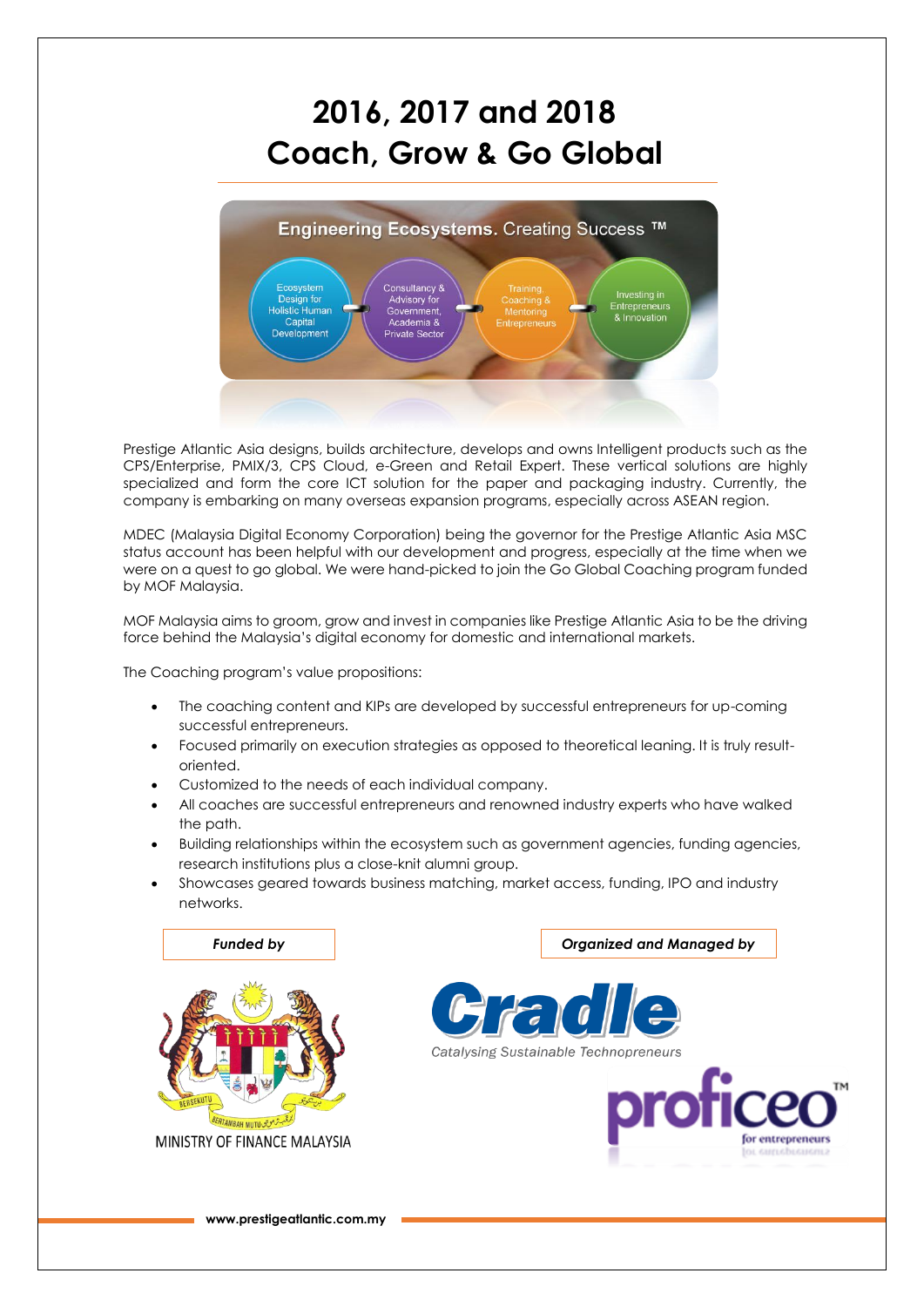# 2016, 2017 and 2018
# Coach, Grow & Go Global

Engineering Ecosystems. Creating Success ™

Ecosystem Design for Holistic Human Capital Development

Consultancy & Advisory for Government, Academia & Private Sector

Training, Coaching & Mentoring Entrepreneurs

Investing in Entrepreneurs & Innovation

Prestige Atlantic Asia designs, builds architecture, develops and owns Intelligent products such as the CPS/Enterprise, PMIX/3, CPS Cloud, e-Green and Retail Expert. These vertical solutions are highly specialized and form the core ICT solution for the paper and packaging industry. Currently, the company is embarking on many overseas expansion programs, especially across ASEAN region.

MDEC (Malaysia Digital Economy Corporation) being the governor for the Prestige Atlantic Asia MSC status account has been helpful with our development and progress, especially at the time when we were on a quest to go global. We were hand-picked to join the Go Global Coaching program funded by MOF Malaysia.

MOF Malaysia aims to groom, grow and invest in companies like Prestige Atlantic Asia to be the driving force behind the Malaysia's digital economy for domestic and international markets.

The Coaching program's value propositions:

- The coaching content and KIPs are developed by successful entrepreneurs for up-coming successful entrepreneurs.
- Focused primarily on execution strategies as opposed to theoretical leaning. It is truly result-oriented.
- Customized to the needs of each individual company.
- All coaches are successful entrepreneurs and renowned industry experts who have walked the path.
- Building relationships within the ecosystem such as government agencies, funding agencies, research institutions plus a close-knit alumni group.
- Showcases geared towards business matching, market access, funding, IPO and industry networks.

***Funded by***

MINISTRY OF FINANCE MALAYSIA

***Organized and Managed by***

Cradle

Catalysing Sustainable Technopreneurs

proficeo™ for entrepreneurs

**www.prestigeatlantic.com.my**